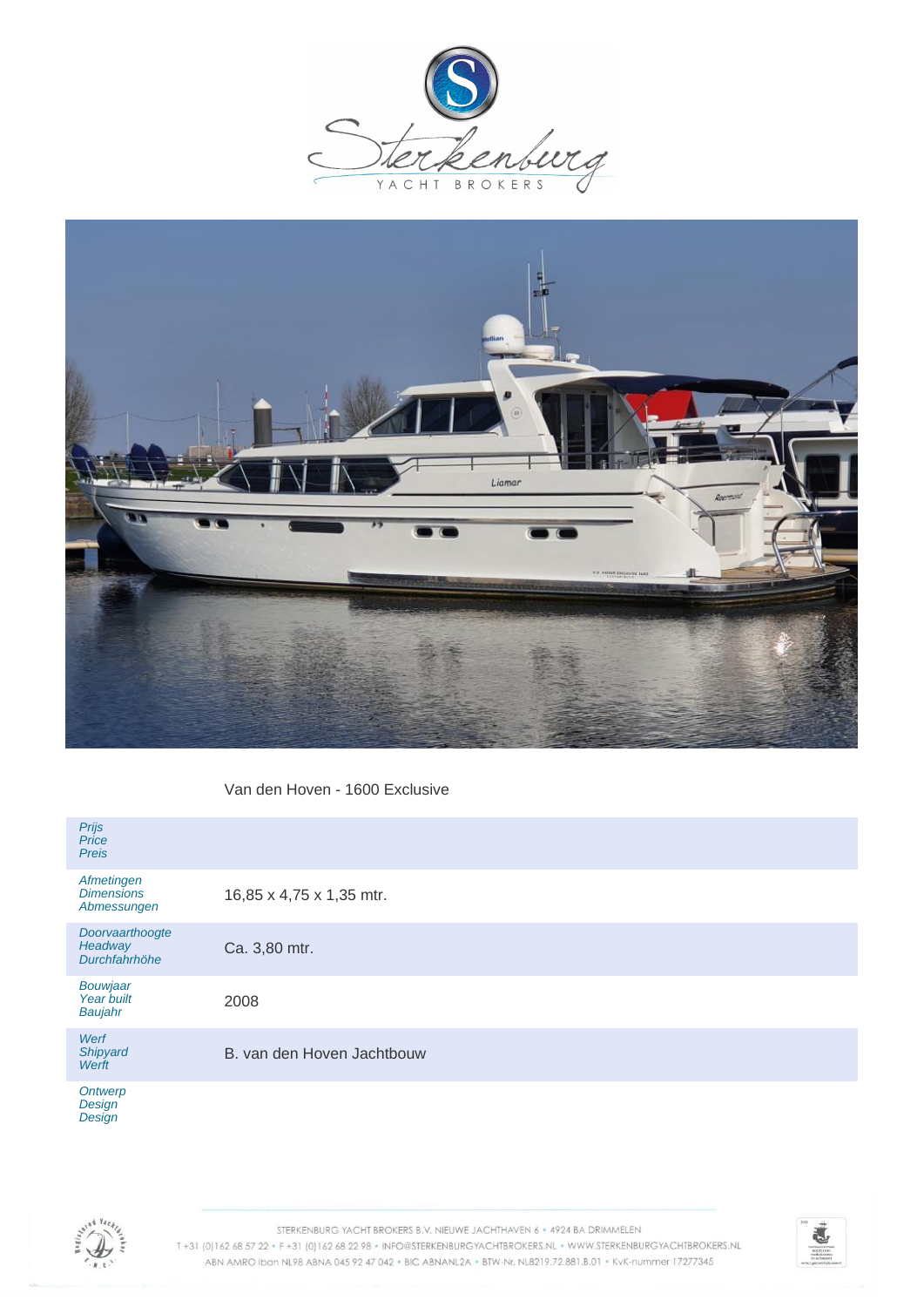Van den Hoven - 1600 Exclusive

| | |
|---|---|
| *Prijs*<br>*Price*<br>*Preis* | |
| *Afmetingen*<br>*Dimensions*<br>*Abmessungen* | 16,85 x 4,75 x 1,35 mtr. |
| *Doorvaarthoogte*<br>*Headway*<br>*Durchfahrhöhe* | Ca. 3,80 mtr. |
| *Bouwjaar*<br>*Year built*<br>*Baujahr* | 2008 |
| *Werf*<br>*Shipyard*<br>*Werft* | B. van den Hoven Jachtbouw |
| *Ontwerp*<br>*Design*<br>*Design* | |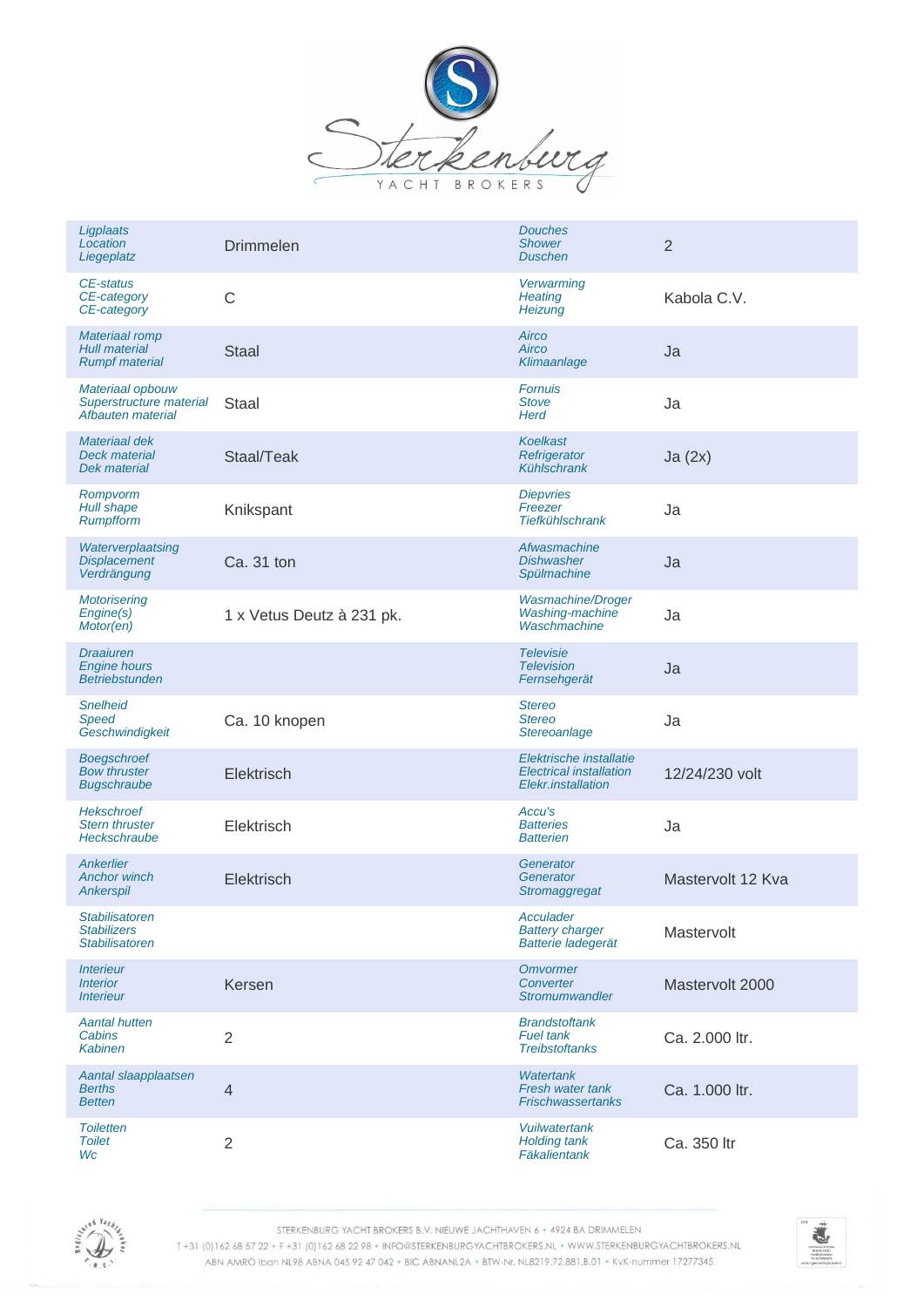| | | | |
|---|---|---|---|
| *Ligplaats Location Liegeplatz* | Drimmelen | *Douches Shower Duschen* | 2 |
| *CE-status CE-category CE-category* | C | *Verwarming Heating Heizung* | Kabola C.V. |
| *Materiaal romp Hull material Rumpf material* | Staal | *Airco Airco Klimaanlage* | Ja |
| *Materiaal opbouw Superstructure material Afbauten material* | Staal | *Fornuis Stove Herd* | Ja |
| *Materiaal dek Deck material Dek material* | Staal/Teak | *Koelkast Refrigerator Kühlschrank* | Ja (2x) |
| *Rompvorm Hull shape Rumpfform* | Knikspant | *Diepvries Freezer Tiefkühlschrank* | Ja |
| *Waterverplaatsing Displacement Verdrängung* | Ca. 31 ton | *Afwasmachine Dishwasher Spülmachine* | Ja |
| *Motorisering Engine(s) Motor(en)* | 1 x Vetus Deutz à 231 pk. | *Wasmachine/Droger Washing-machine Waschmachine* | Ja |
| *Draaiuren Engine hours Betriebstunden* | | *Televisie Television Fernsehgerät* | Ja |
| *Snelheid Speed Geschwindigkeit* | Ca. 10 knopen | *Stereo Stereo Stereoanlage* | Ja |
| *Boegschroef Bow thruster Bugschraube* | Elektrisch | *Elektrische installatie Electrical installation Elekr.installation* | 12/24/230 volt |
| *Hekschroef Stern thruster Heckschraube* | Elektrisch | *Accu's Batteries Batterien* | Ja |
| *Ankerlier Anchor winch Ankerspil* | Elektrisch | *Generator Generator Stromaggregat* | Mastervolt 12 Kva |
| *Stabilisatoren Stabilizers Stabilisatoren* | | *Acculader Battery charger Batterie ladegerät* | Mastervolt |
| *Interieur Interior Interieur* | Kersen | *Omvormer Converter Stromumwandler* | Mastervolt 2000 |
| *Aantal hutten Cabins Kabinen* | 2 | *Brandstoftank Fuel tank Treibstoftanks* | Ca. 2.000 ltr. |
| *Aantal slaapplaatsen Berths Betten* | 4 | *Watertank Fresh water tank Frischwassertanks* | Ca. 1.000 ltr. |
| *Toiletten Toilet Wc* | 2 | *Vuilwatertank Holding tank Fäkalientank* | Ca. 350 ltr |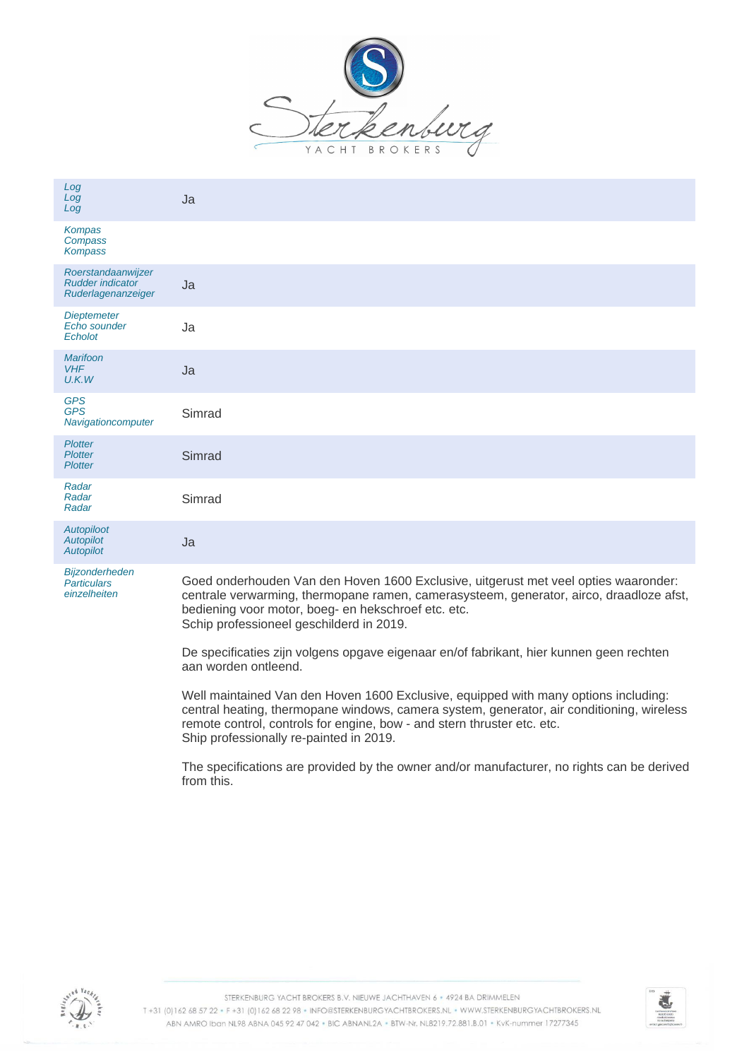| | |
|---|---|
| *Log*<br>*Log*<br>*Log* | Ja |
| *Kompas*<br>*Compass*<br>*Kompass* | |
| *Roerstandaanwijzer*<br>*Rudder indicator*<br>*Ruderlagenanzeiger* | Ja |
| *Dieptemeter*<br>*Echo sounder*<br>*Echolot* | Ja |
| *Marifoon*<br>*VHF*<br>*U.K.W* | Ja |
| *GPS*<br>*GPS*<br>*Navigationcomputer* | Simrad |
| *Plotter*<br>*Plotter*<br>*Plotter* | Simrad |
| *Radar*<br>*Radar*<br>*Radar* | Simrad |
| *Autopiloot*<br>*Autopilot*<br>*Autopilot* | Ja |
| *Bijzonderheden*<br>*Particulars*<br>*einzelheiten* | Goed onderhouden Van den Hoven 1600 Exclusive, uitgerust met veel opties waaronder: centrale verwarming, thermopane ramen, camerasysteem, generator, airco, draadloze afst, bediening voor motor, boeg- en hekschroef etc. etc.<br>Schip professioneel geschilderd in 2019.<br><br>De specificaties zijn volgens opgave eigenaar en/of fabrikant, hier kunnen geen rechten aan worden ontleend.<br><br>Well maintained Van den Hoven 1600 Exclusive, equipped with many options including: central heating, thermopane windows, camera system, generator, air conditioning, wireless remote control, controls for engine, bow - and stern thruster etc. etc.<br>Ship professionally re-painted in 2019.<br><br>The specifications are provided by the owner and/or manufacturer, no rights can be derived from this. |